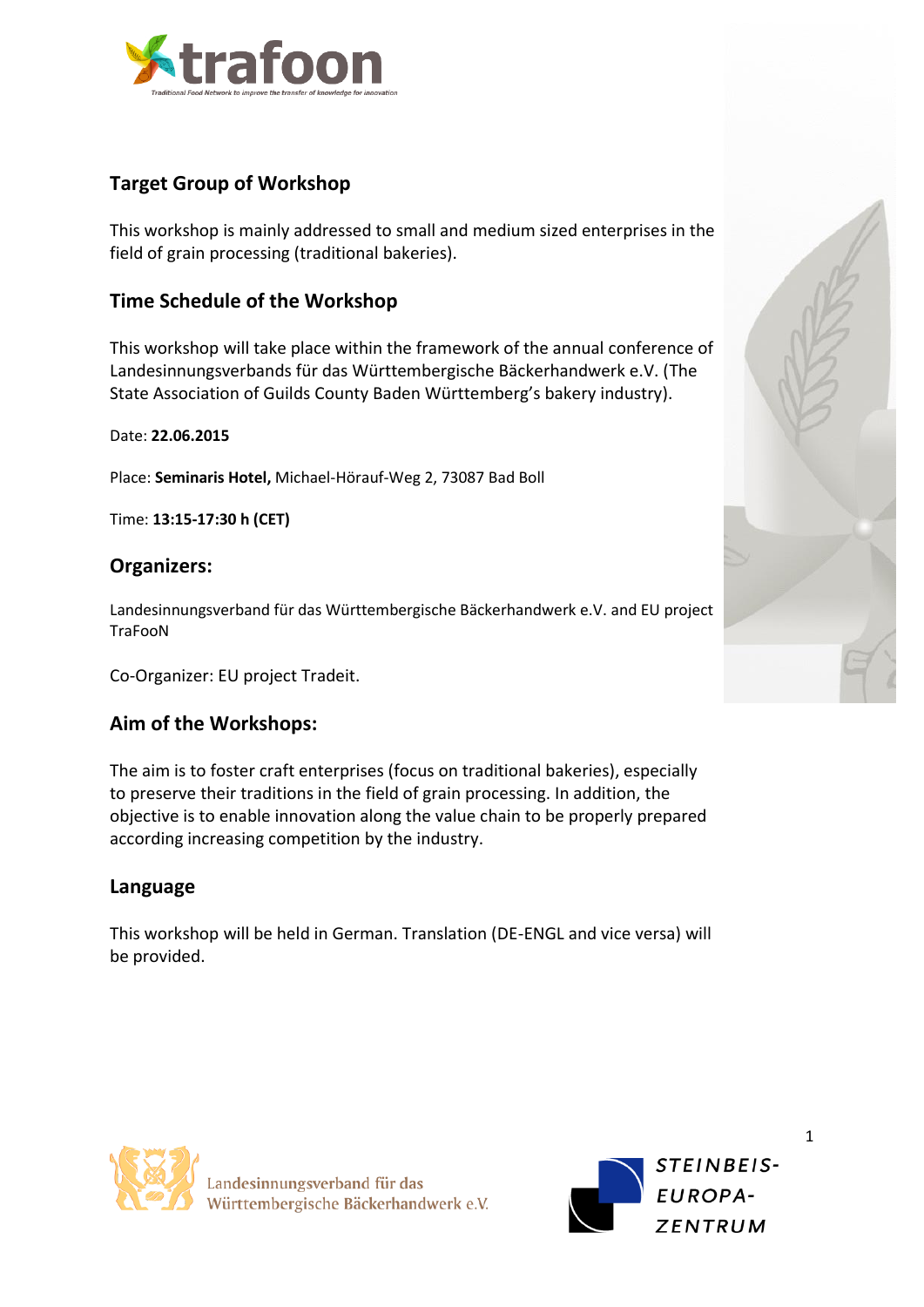## Target Group of Workshop

This workshop is mainly addressed to small and medium sized enterprises in the field of grain processing (traditional bakeries).

## Time Schedule of the Workshop

This workshop will take place within the framework of the annual conference of Landesinnungsverbands für das Württembergische Bäckerhandwerk e.V. (The State Association of Guilds County Baden Württemberg's bakery industry).

Date: **22.06.2015**

Place: **Seminaris Hotel,** Michael-Hörauf-Weg 2, 73087 Bad Boll

Time: **13:15-17:30 h (CET)**

## Organizers:

Landesinnungsverband für das Württembergische Bäckerhandwerk e.V. and EU project TraFooN

Co-Organizer: EU project Tradeit.

## Aim of the Workshops:

The aim is to foster craft enterprises (focus on traditional bakeries), especially to preserve their traditions in the field of grain processing. In addition, the objective is to enable innovation along the value chain to be properly prepared according increasing competition by the industry.

## Language

This workshop will be held in German. Translation (DE-ENGL and vice versa) will be provided.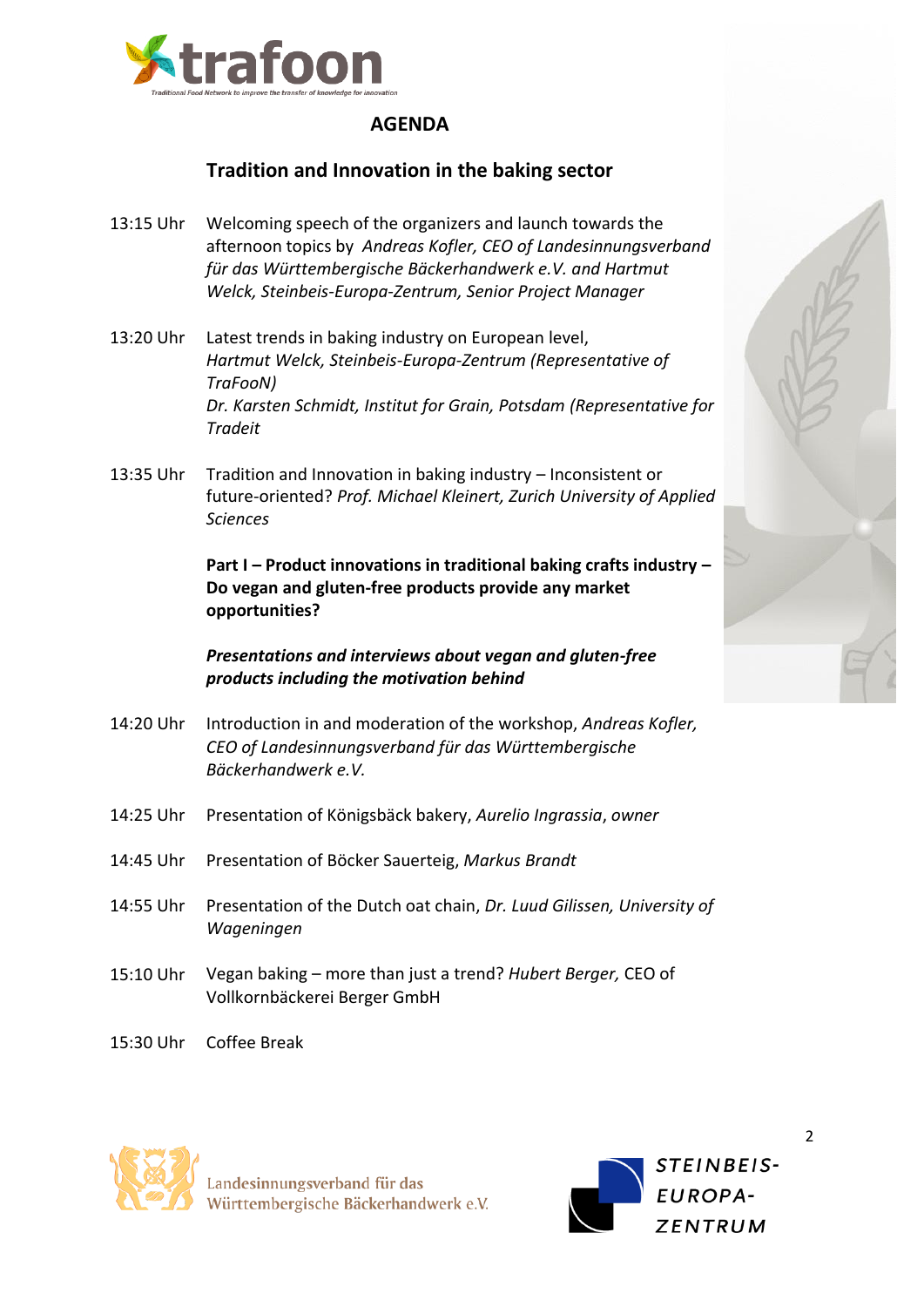## AGENDA

### Tradition and Innovation in the baking sector

13:15 Uhr Welcoming speech of the organizers and launch towards the afternoon topics by *Andreas Kofler, CEO of Landesinnungsverband für das Württembergische Bäckerhandwerk e.V. and Hartmut Welck, Steinbeis-Europa-Zentrum, Senior Project Manager*

13:20 Uhr Latest trends in baking industry on European level, *Hartmut Welck, Steinbeis-Europa-Zentrum (Representative of TraFooN)*
*Dr. Karsten Schmidt, Institut for Grain, Potsdam (Representative for Tradeit*

13:35 Uhr Tradition and Innovation in baking industry – Inconsistent or future-oriented? *Prof. Michael Kleinert, Zurich University of Applied Sciences*

**Part I – Product innovations in traditional baking crafts industry – Do vegan and gluten-free products provide any market opportunities?**

***Presentations and interviews about vegan and gluten-free products including the motivation behind***

14:20 Uhr Introduction in and moderation of the workshop, *Andreas Kofler, CEO of Landesinnungsverband für das Württembergische Bäckerhandwerk e.V.*

14:25 Uhr Presentation of Königsbäck bakery, *Aurelio Ingrassia*, *owner*

14:45 Uhr Presentation of Böcker Sauerteig, *Markus Brandt*

14:55 Uhr Presentation of the Dutch oat chain, *Dr. Luud Gilissen, University of Wageningen*

15:10 Uhr Vegan baking – more than just a trend? *Hubert Berger,* CEO of Vollkornbäckerei Berger GmbH

15:30 Uhr Coffee Break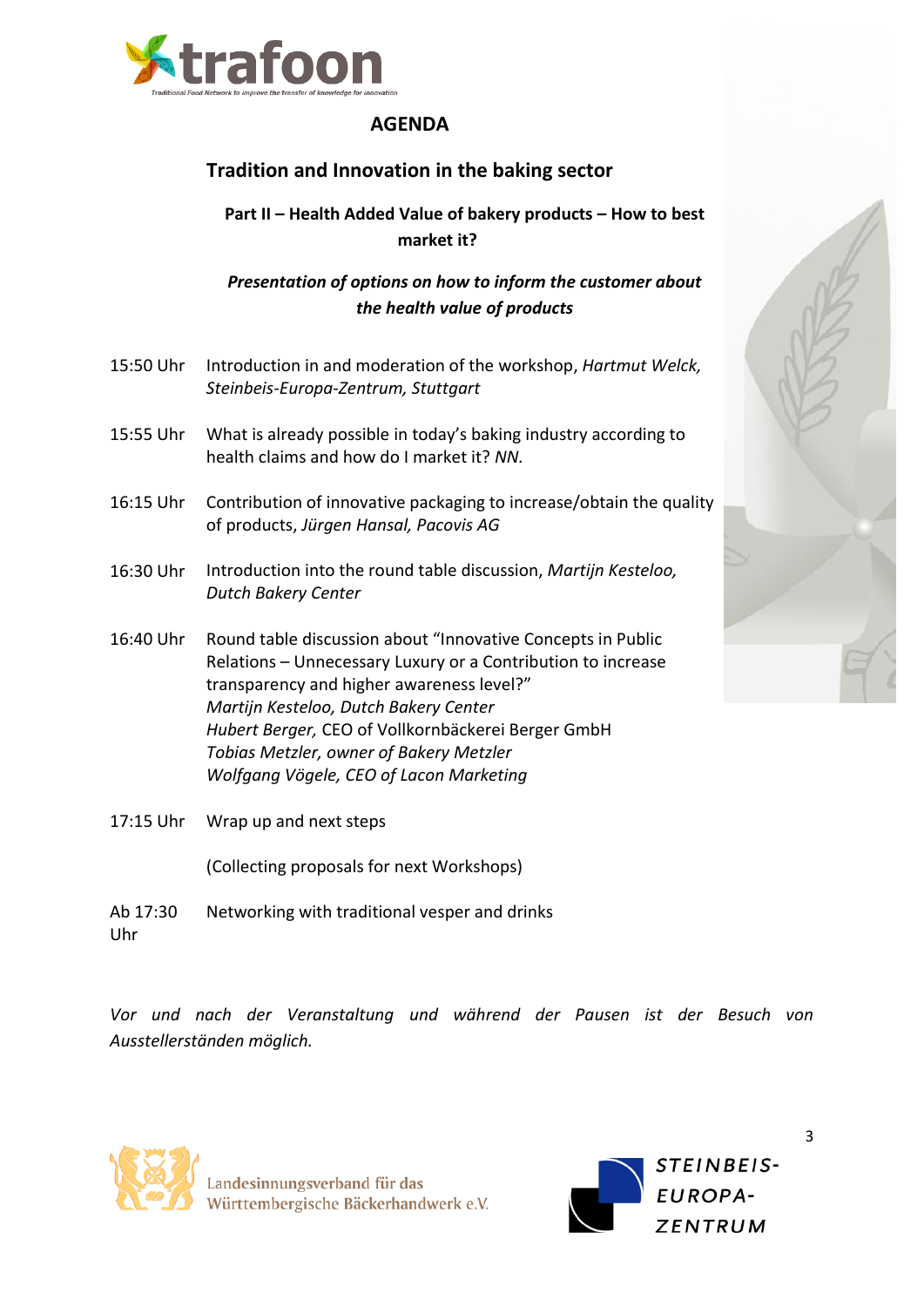# AGENDA

## Tradition and Innovation in the baking sector

### Part II – Health Added Value of bakery products – How to best market it?

***Presentation of options on how to inform the customer about the health value of products***

| | |
|---|---|
| 15:50 Uhr | Introduction in and moderation of the workshop, *Hartmut Welck, Steinbeis-Europa-Zentrum, Stuttgart* |
| 15:55 Uhr | What is already possible in today's baking industry according to health claims and how do I market it? *NN.* |
| 16:15 Uhr | Contribution of innovative packaging to increase/obtain the quality of products, *Jürgen Hansal, Pacovis AG* |
| 16:30 Uhr | Introduction into the round table discussion, *Martijn Kesteloo, Dutch Bakery Center* |
| 16:40 Uhr | Round table discussion about "Innovative Concepts in Public Relations – Unnecessary Luxury or a Contribution to increase transparency and higher awareness level?"<br>*Martijn Kesteloo, Dutch Bakery Center*<br>*Hubert Berger,* CEO of Vollkornbäckerei Berger GmbH<br>*Tobias Metzler, owner of Bakery Metzler*<br>*Wolfgang Vögele, CEO of Lacon Marketing* |
| 17:15 Uhr | Wrap up and next steps<br><br>(Collecting proposals for next Workshops) |
| Ab 17:30 Uhr | Networking with traditional vesper and drinks |

*Vor und nach der Veranstaltung und während der Pausen ist der Besuch von Ausstellerständen möglich.*

Landesinnungsverband für das Württembergische Bäckerhandwerk e.V.

STEINBEIS-EUROPA-ZENTRUM